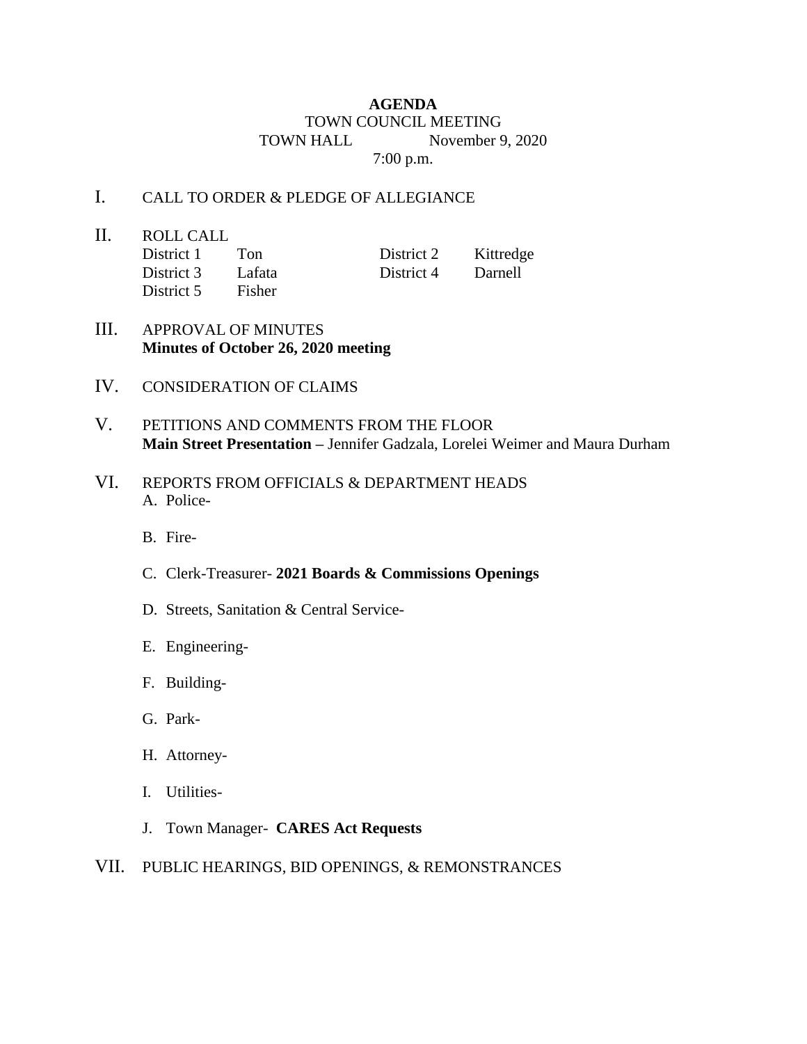# AGENDA

TOWN COUNCIL MEETING

TOWN HALL November 9, 2020

7:00 p.m.

I. CALL TO ORDER & PLEDGE OF ALLEGIANCE

II. ROLL CALL

| | | | |
|---|---|---|---|
| District 1 | Ton | District 2 | Kittredge |
| District 3 | Lafata | District 4 | Darnell |
| District 5 | Fisher | | |

III. APPROVAL OF MINUTES
**Minutes of October 26, 2020 meeting**

IV. CONSIDERATION OF CLAIMS

V. PETITIONS AND COMMENTS FROM THE FLOOR
**Main Street Presentation** – Jennifer Gadzala, Lorelei Weimer and Maura Durham

VI. REPORTS FROM OFFICIALS & DEPARTMENT HEADS

A. Police-

B. Fire-

C. Clerk-Treasurer- **2021 Boards & Commissions Openings**

D. Streets, Sanitation & Central Service-

E. Engineering-

F. Building-

G. Park-

H. Attorney-

I. Utilities-

J. Town Manager- **CARES Act Requests**

VII. PUBLIC HEARINGS, BID OPENINGS, & REMONSTRANCES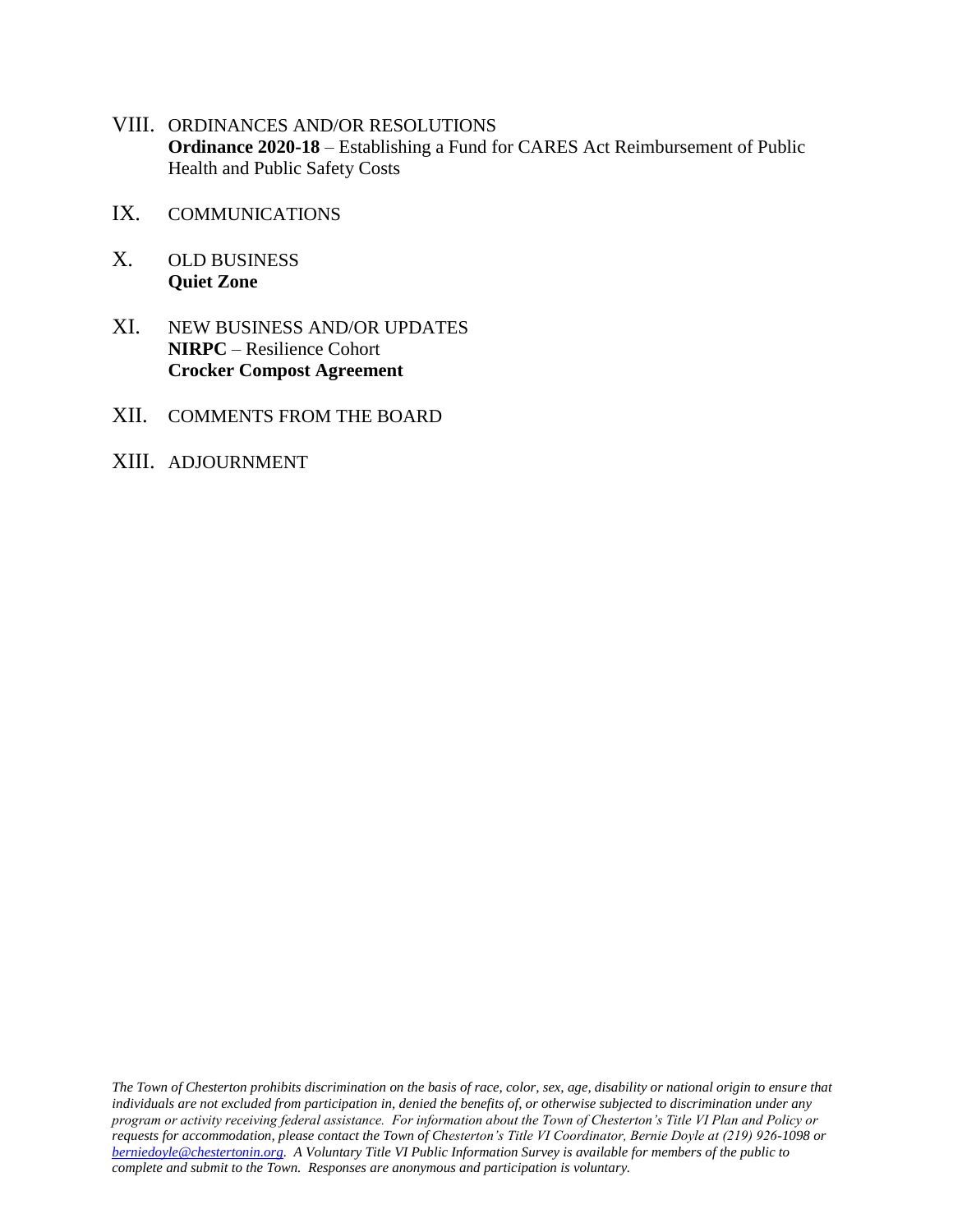VIII. ORDINANCES AND/OR RESOLUTIONS
**Ordinance 2020-18** – Establishing a Fund for CARES Act Reimbursement of Public Health and Public Safety Costs

IX. COMMUNICATIONS

X. OLD BUSINESS
**Quiet Zone**

XI. NEW BUSINESS AND/OR UPDATES
**NIRPC** – Resilience Cohort
**Crocker Compost Agreement**

XII. COMMENTS FROM THE BOARD

XIII. ADJOURNMENT

*The Town of Chesterton prohibits discrimination on the basis of race, color, sex, age, disability or national origin to ensure that individuals are not excluded from participation in, denied the benefits of, or otherwise subjected to discrimination under any program or activity receiving federal assistance. For information about the Town of Chesterton's Title VI Plan and Policy or requests for accommodation, please contact the Town of Chesterton's Title VI Coordinator, Bernie Doyle at (219) 926-1098 or berniedoyle@chestertonin.org. A Voluntary Title VI Public Information Survey is available for members of the public to complete and submit to the Town. Responses are anonymous and participation is voluntary.*